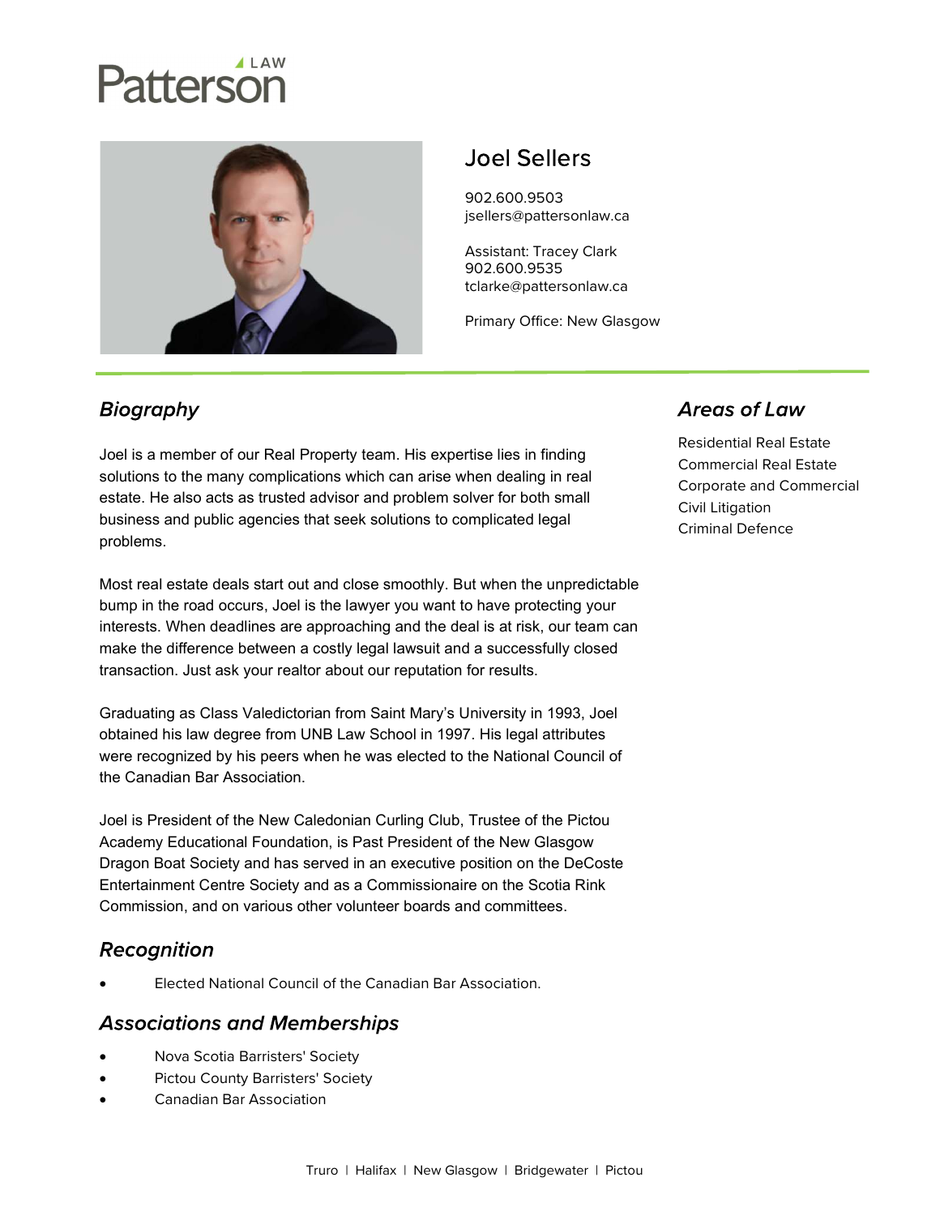Patterson LAW

# Joel Sellers

902.600.9503
jsellers@pattersonlaw.ca

Assistant: Tracey Clark
902.600.9535
tclarke@pattersonlaw.ca

Primary Office: New Glasgow

## *Biography*

Joel is a member of our Real Property team. His expertise lies in finding solutions to the many complications which can arise when dealing in real estate. He also acts as trusted advisor and problem solver for both small business and public agencies that seek solutions to complicated legal problems.

Most real estate deals start out and close smoothly. But when the unpredictable bump in the road occurs, Joel is the lawyer you want to have protecting your interests. When deadlines are approaching and the deal is at risk, our team can make the difference between a costly legal lawsuit and a successfully closed transaction. Just ask your realtor about our reputation for results.

Graduating as Class Valedictorian from Saint Mary's University in 1993, Joel obtained his law degree from UNB Law School in 1997. His legal attributes were recognized by his peers when he was elected to the National Council of the Canadian Bar Association.

Joel is President of the New Caledonian Curling Club, Trustee of the Pictou Academy Educational Foundation, is Past President of the New Glasgow Dragon Boat Society and has served in an executive position on the DeCoste Entertainment Centre Society and as a Commissionaire on the Scotia Rink Commission, and on various other volunteer boards and committees.

## *Recognition*

- Elected National Council of the Canadian Bar Association.

## *Associations and Memberships*

- Nova Scotia Barristers' Society
- Pictou County Barristers' Society
- Canadian Bar Association

## *Areas of Law*

Residential Real Estate
Commercial Real Estate
Corporate and Commercial
Civil Litigation
Criminal Defence

Truro | Halifax | New Glasgow | Bridgewater | Pictou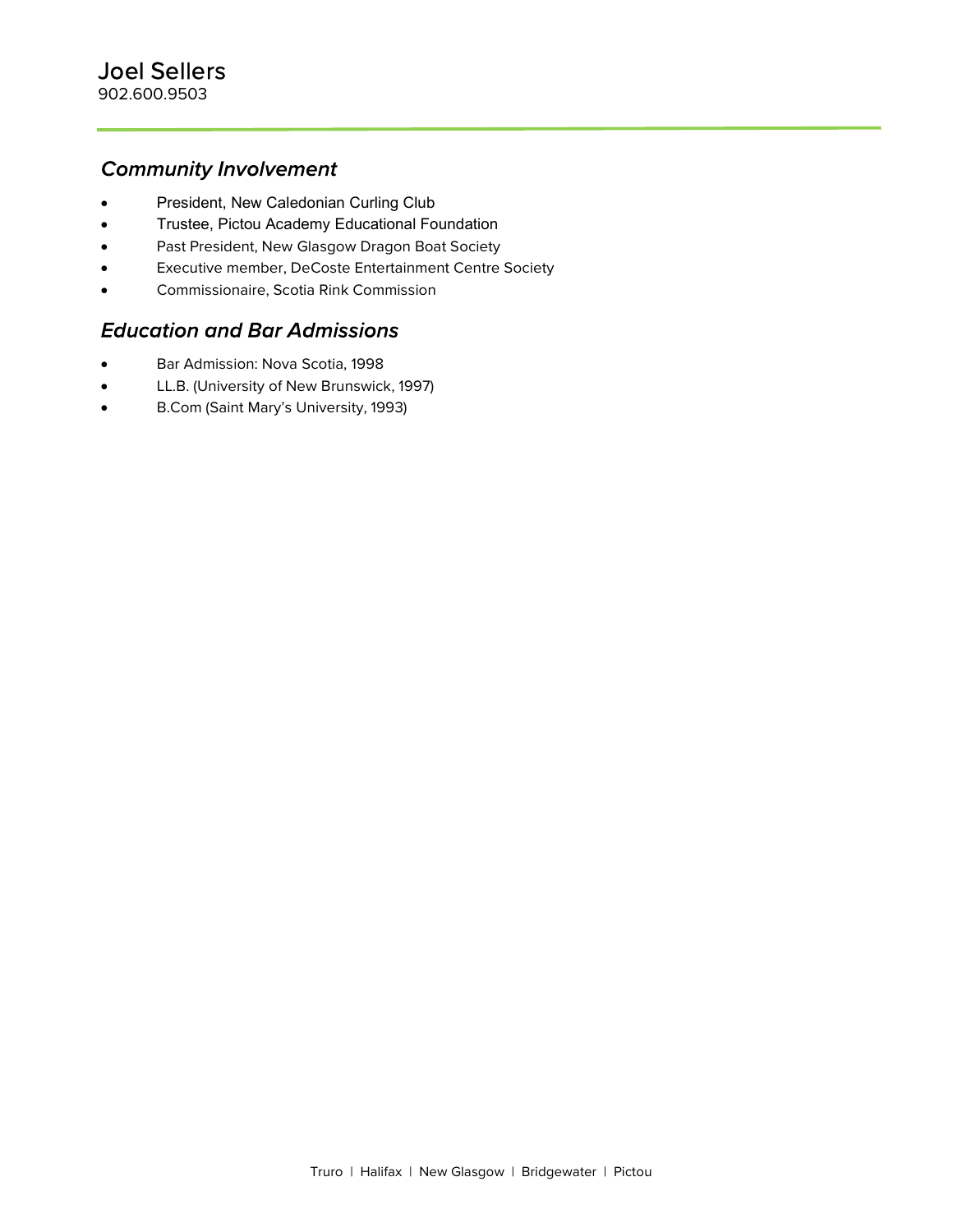## *Community Involvement*

- President, New Caledonian Curling Club
- Trustee, Pictou Academy Educational Foundation
- Past President, New Glasgow Dragon Boat Society
- Executive member, DeCoste Entertainment Centre Society
- Commissionaire, Scotia Rink Commission

## *Education and Bar Admissions*

- Bar Admission: Nova Scotia, 1998
- LL.B. (University of New Brunswick, 1997)
- B.Com (Saint Mary's University, 1993)